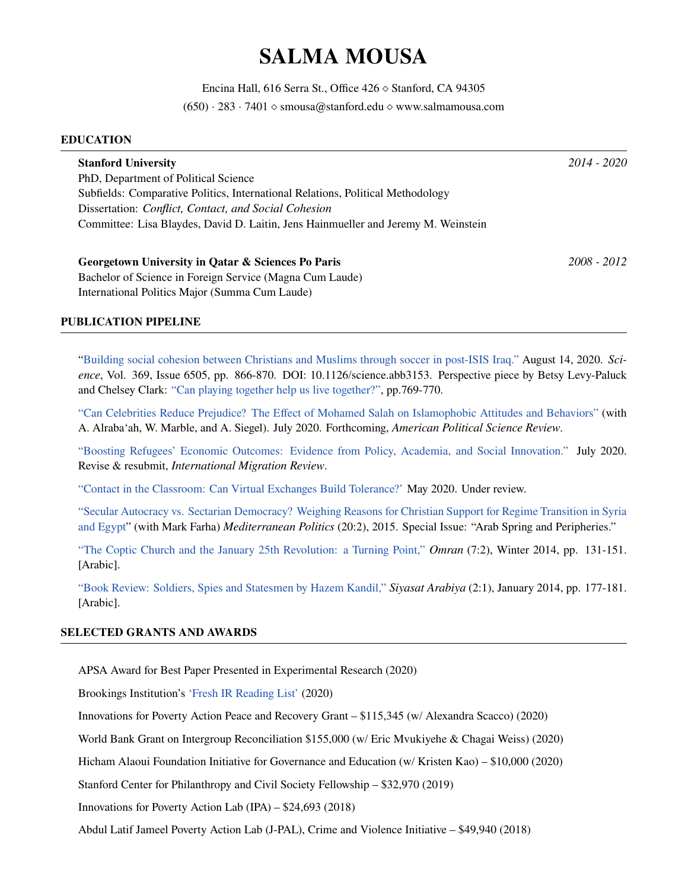# SALMA MOUSA

Encina Hall, 616 Serra St., Office 426 ⋄ Stanford, CA 94305
(650) · 283 · 7401 ⋄ smousa@stanford.edu ⋄ www.salmamousa.com

## EDUCATION

**Stanford University** *2014 - 2020*
PhD, Department of Political Science
Subfields: Comparative Politics, International Relations, Political Methodology
Dissertation: *Conflict, Contact, and Social Cohesion*
Committee: Lisa Blaydes, David D. Laitin, Jens Hainmueller and Jeremy M. Weinstein

**Georgetown University in Qatar & Sciences Po Paris** *2008 - 2012*
Bachelor of Science in Foreign Service (Magna Cum Laude)
International Politics Major (Summa Cum Laude)

## PUBLICATION PIPELINE

"Building social cohesion between Christians and Muslims through soccer in post-ISIS Iraq." August 14, 2020. *Science*, Vol. 369, Issue 6505, pp. 866-870. DOI: 10.1126/science.abb3153. Perspective piece by Betsy Levy-Paluck and Chelsey Clark: "Can playing together help us live together?", pp.769-770.

"Can Celebrities Reduce Prejudice? The Effect of Mohamed Salah on Islamophobic Attitudes and Behaviors" (with A. Alraba'ah, W. Marble, and A. Siegel). July 2020. Forthcoming, *American Political Science Review*.

"Boosting Refugees' Economic Outcomes: Evidence from Policy, Academia, and Social Innovation." July 2020. Revise & resubmit, *International Migration Review*.

"Contact in the Classroom: Can Virtual Exchanges Build Tolerance?" May 2020. Under review.

"Secular Autocracy vs. Sectarian Democracy? Weighing Reasons for Christian Support for Regime Transition in Syria and Egypt" (with Mark Farha) *Mediterranean Politics* (20:2), 2015. Special Issue: "Arab Spring and Peripheries."

"The Coptic Church and the January 25th Revolution: a Turning Point," *Omran* (7:2), Winter 2014, pp. 131-151. [Arabic].

"Book Review: Soldiers, Spies and Statesmen by Hazem Kandil," *Siyasat Arabiya* (2:1), January 2014, pp. 177-181. [Arabic].

## SELECTED GRANTS AND AWARDS

APSA Award for Best Paper Presented in Experimental Research (2020)

Brookings Institution's 'Fresh IR Reading List' (2020)

Innovations for Poverty Action Peace and Recovery Grant – $115,345 (w/ Alexandra Scacco) (2020)

World Bank Grant on Intergroup Reconciliation $155,000 (w/ Eric Mvukiyehe & Chagai Weiss) (2020)

Hicham Alaoui Foundation Initiative for Governance and Education (w/ Kristen Kao) – $10,000 (2020)

Stanford Center for Philanthropy and Civil Society Fellowship – $32,970 (2019)

Innovations for Poverty Action Lab (IPA) – $24,693 (2018)

Abdul Latif Jameel Poverty Action Lab (J-PAL), Crime and Violence Initiative – $49,940 (2018)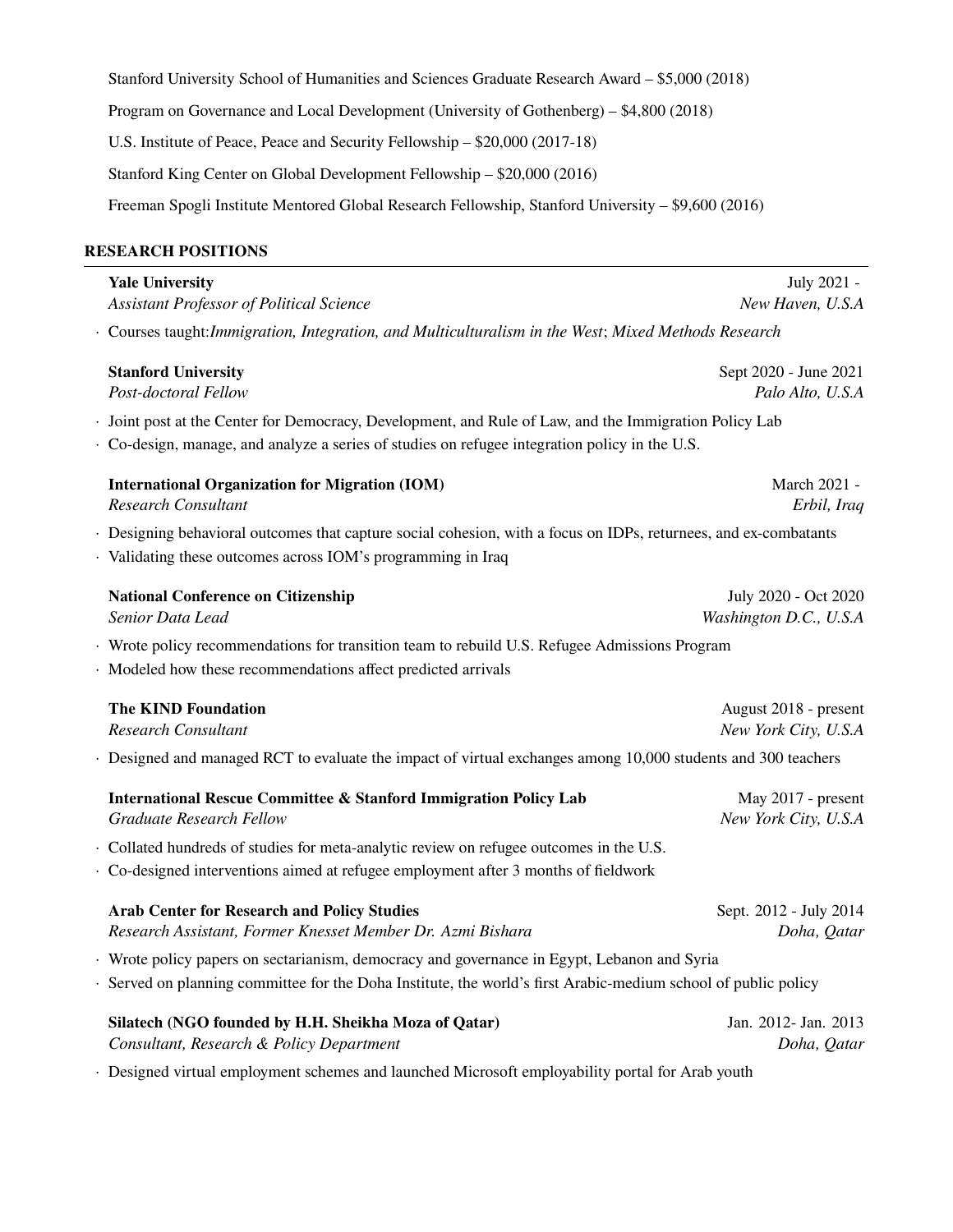Stanford University School of Humanities and Sciences Graduate Research Award – $5,000 (2018)

Program on Governance and Local Development (University of Gothenberg) – $4,800 (2018)

U.S. Institute of Peace, Peace and Security Fellowship – $20,000 (2017-18)

Stanford King Center on Global Development Fellowship – $20,000 (2016)

Freeman Spogli Institute Mentored Global Research Fellowship, Stanford University – $9,600 (2016)

## RESEARCH POSITIONS

**Yale University** — July 2021 -
*Assistant Professor of Political Science* — *New Haven, U.S.A*

- Courses taught:*Immigration, Integration, and Multiculturalism in the West*; *Mixed Methods Research*

**Stanford University** — Sept 2020 - June 2021
*Post-doctoral Fellow* — *Palo Alto, U.S.A*

- Joint post at the Center for Democracy, Development, and Rule of Law, and the Immigration Policy Lab
- Co-design, manage, and analyze a series of studies on refugee integration policy in the U.S.

**International Organization for Migration (IOM)** — March 2021 -
*Research Consultant* — *Erbil, Iraq*

- Designing behavioral outcomes that capture social cohesion, with a focus on IDPs, returnees, and ex-combatants
- Validating these outcomes across IOM's programming in Iraq

**National Conference on Citizenship** — July 2020 - Oct 2020
*Senior Data Lead* — *Washington D.C., U.S.A*

- Wrote policy recommendations for transition team to rebuild U.S. Refugee Admissions Program
- Modeled how these recommendations affect predicted arrivals

**The KIND Foundation** — August 2018 - present
*Research Consultant* — *New York City, U.S.A*

- Designed and managed RCT to evaluate the impact of virtual exchanges among 10,000 students and 300 teachers

**International Rescue Committee & Stanford Immigration Policy Lab** — May 2017 - present
*Graduate Research Fellow* — *New York City, U.S.A*

- Collated hundreds of studies for meta-analytic review on refugee outcomes in the U.S.
- Co-designed interventions aimed at refugee employment after 3 months of fieldwork

**Arab Center for Research and Policy Studies** — Sept. 2012 - July 2014
*Research Assistant, Former Knesset Member Dr. Azmi Bishara* — *Doha, Qatar*

- Wrote policy papers on sectarianism, democracy and governance in Egypt, Lebanon and Syria
- Served on planning committee for the Doha Institute, the world's first Arabic-medium school of public policy

**Silatech (NGO founded by H.H. Sheikha Moza of Qatar)** — Jan. 2012- Jan. 2013
*Consultant, Research & Policy Department* — *Doha, Qatar*

- Designed virtual employment schemes and launched Microsoft employability portal for Arab youth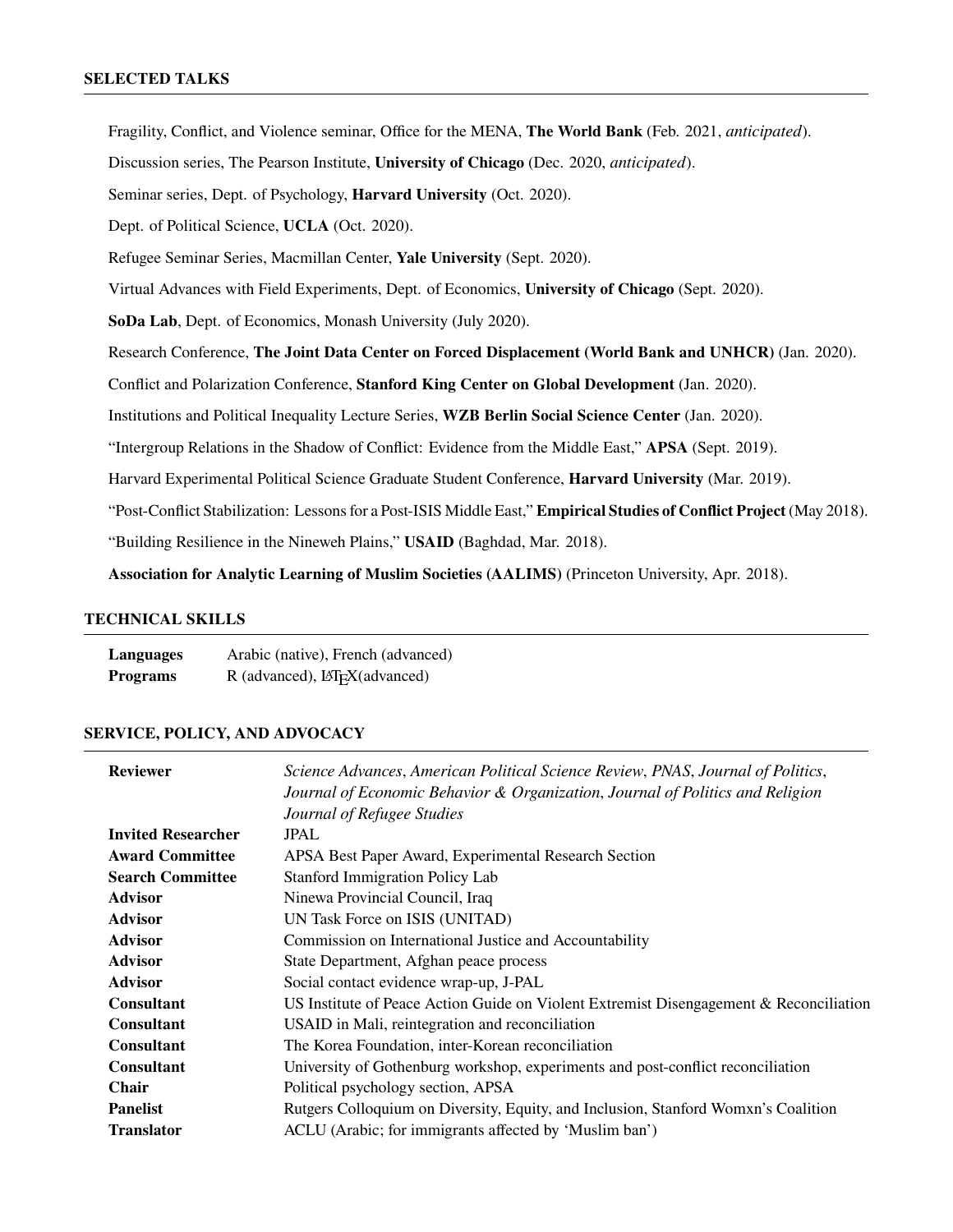## SELECTED TALKS

Fragility, Conflict, and Violence seminar, Office for the MENA, **The World Bank** (Feb. 2021, *anticipated*).

Discussion series, The Pearson Institute, **University of Chicago** (Dec. 2020, *anticipated*).

Seminar series, Dept. of Psychology, **Harvard University** (Oct. 2020).

Dept. of Political Science, **UCLA** (Oct. 2020).

Refugee Seminar Series, Macmillan Center, **Yale University** (Sept. 2020).

Virtual Advances with Field Experiments, Dept. of Economics, **University of Chicago** (Sept. 2020).

**SoDa Lab**, Dept. of Economics, Monash University (July 2020).

Research Conference, **The Joint Data Center on Forced Displacement (World Bank and UNHCR)** (Jan. 2020).

Conflict and Polarization Conference, **Stanford King Center on Global Development** (Jan. 2020).

Institutions and Political Inequality Lecture Series, **WZB Berlin Social Science Center** (Jan. 2020).

"Intergroup Relations in the Shadow of Conflict: Evidence from the Middle East," **APSA** (Sept. 2019).

Harvard Experimental Political Science Graduate Student Conference, **Harvard University** (Mar. 2019).

"Post-Conflict Stabilization: Lessons for a Post-ISIS Middle East," **Empirical Studies of Conflict Project** (May 2018).

"Building Resilience in the Nineweh Plains," **USAID** (Baghdad, Mar. 2018).

**Association for Analytic Learning of Muslim Societies (AALIMS)** (Princeton University, Apr. 2018).

## TECHNICAL SKILLS

| | |
|---|---|
| **Languages** | Arabic (native), French (advanced) |
| **Programs** | R (advanced), LaTeX(advanced) |

## SERVICE, POLICY, AND ADVOCACY

| | |
|---|---|
| **Reviewer** | *Science Advances*, *American Political Science Review*, *PNAS*, *Journal of Politics*, *Journal of Economic Behavior & Organization*, *Journal of Politics and Religion* *Journal of Refugee Studies* |
| **Invited Researcher** | JPAL |
| **Award Committee** | APSA Best Paper Award, Experimental Research Section |
| **Search Committee** | Stanford Immigration Policy Lab |
| **Advisor** | Ninewa Provincial Council, Iraq |
| **Advisor** | UN Task Force on ISIS (UNITAD) |
| **Advisor** | Commission on International Justice and Accountability |
| **Advisor** | State Department, Afghan peace process |
| **Advisor** | Social contact evidence wrap-up, J-PAL |
| **Consultant** | US Institute of Peace Action Guide on Violent Extremist Disengagement & Reconciliation |
| **Consultant** | USAID in Mali, reintegration and reconciliation |
| **Consultant** | The Korea Foundation, inter-Korean reconciliation |
| **Consultant** | University of Gothenburg workshop, experiments and post-conflict reconciliation |
| **Chair** | Political psychology section, APSA |
| **Panelist** | Rutgers Colloquium on Diversity, Equity, and Inclusion, Stanford Womxn's Coalition |
| **Translator** | ACLU (Arabic; for immigrants affected by 'Muslim ban') |